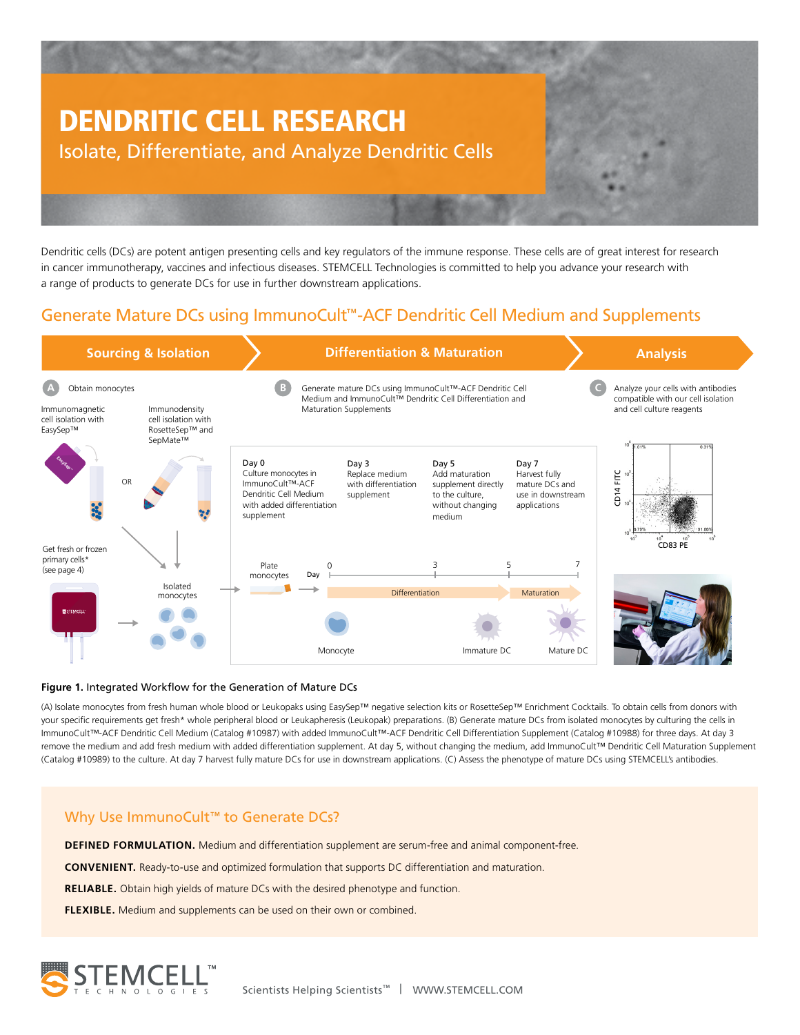# DENDRITIC CELL RESEARCH

## Isolate, Differentiate, and Analyze Dendritic Cells

Dendritic cells (DCs) are potent antigen presenting cells and key regulators of the immune response. These cells are of great interest for research in cancer immunotherapy, vaccines and infectious diseases. STEMCELL Technologies is committed to help you advance your research with a range of products to generate DCs for use in further downstream applications.

## Generate Mature DCs using ImmunoCult™-ACF Dendritic Cell Medium and Supplements

**Sourcing & Isolation** → **Differentiation & Maturation** → **Analysis**

**A** Obtain monocytes

- Immunomagnetic cell isolation with EasySep™
- OR
- Immunodensity cell isolation with RosetteSep™ and SepMate™

Get fresh or frozen primary cells* (see page 4)

Isolated monocytes

**B** Generate mature DCs using ImmunoCult™-ACF Dendritic Cell Medium and ImmunoCult™ Dendritic Cell Differentiation and Maturation Supplements

- **Day 0** Culture monocytes in ImmunoCult™-ACF Dendritic Cell Medium with added differentiation supplement
- **Day 3** Replace medium with differentiation supplement
- **Day 5** Add maturation supplement directly to the culture, without changing medium
- **Day 7** Harvest fully mature DCs and use in downstream applications

Plate monocytes — Day 0, 3, 5, 7 — Differentiation (Days 0–5), Maturation (Days 5–7)

Monocyte → Immature DC → Mature DC

**C** Analyze your cells with antibodies compatible with our cell isolation and cell culture reagents

(Flow plot: CD14 FITC vs CD83 PE; quadrants 1.01%, 0.31%, 6.79%, 91.88%)

**Figure 1.** Integrated Workflow for the Generation of Mature DCs

(A) Isolate monocytes from fresh human whole blood or Leukopaks using EasySep™ negative selection kits or RosetteSep™ Enrichment Cocktails. To obtain cells from donors with your specific requirements get fresh* whole peripheral blood or Leukapheresis (Leukopak) preparations. (B) Generate mature DCs from isolated monocytes by culturing the cells in ImmunoCult™-ACF Dendritic Cell Medium (Catalog #10987) with added ImmunoCult™-ACF Dendritic Cell Differentiation Supplement (Catalog #10988) for three days. At day 3 remove the medium and add fresh medium with added differentiation supplement. At day 5, without changing the medium, add ImmunoCult™ Dendritic Cell Maturation Supplement (Catalog #10989) to the culture. At day 7 harvest fully mature DCs for use in downstream applications. (C) Assess the phenotype of mature DCs using STEMCELL's antibodies.

### Why Use ImmunoCult™ to Generate DCs?

**DEFINED FORMULATION.** Medium and differentiation supplement are serum-free and animal component-free.

**CONVENIENT.** Ready-to-use and optimized formulation that supports DC differentiation and maturation.

**RELIABLE.** Obtain high yields of mature DCs with the desired phenotype and function.

**FLEXIBLE.** Medium and supplements can be used on their own or combined.

STEMCELL™ TECHNOLOGIES — Scientists Helping Scientists™ | WWW.STEMCELL.COM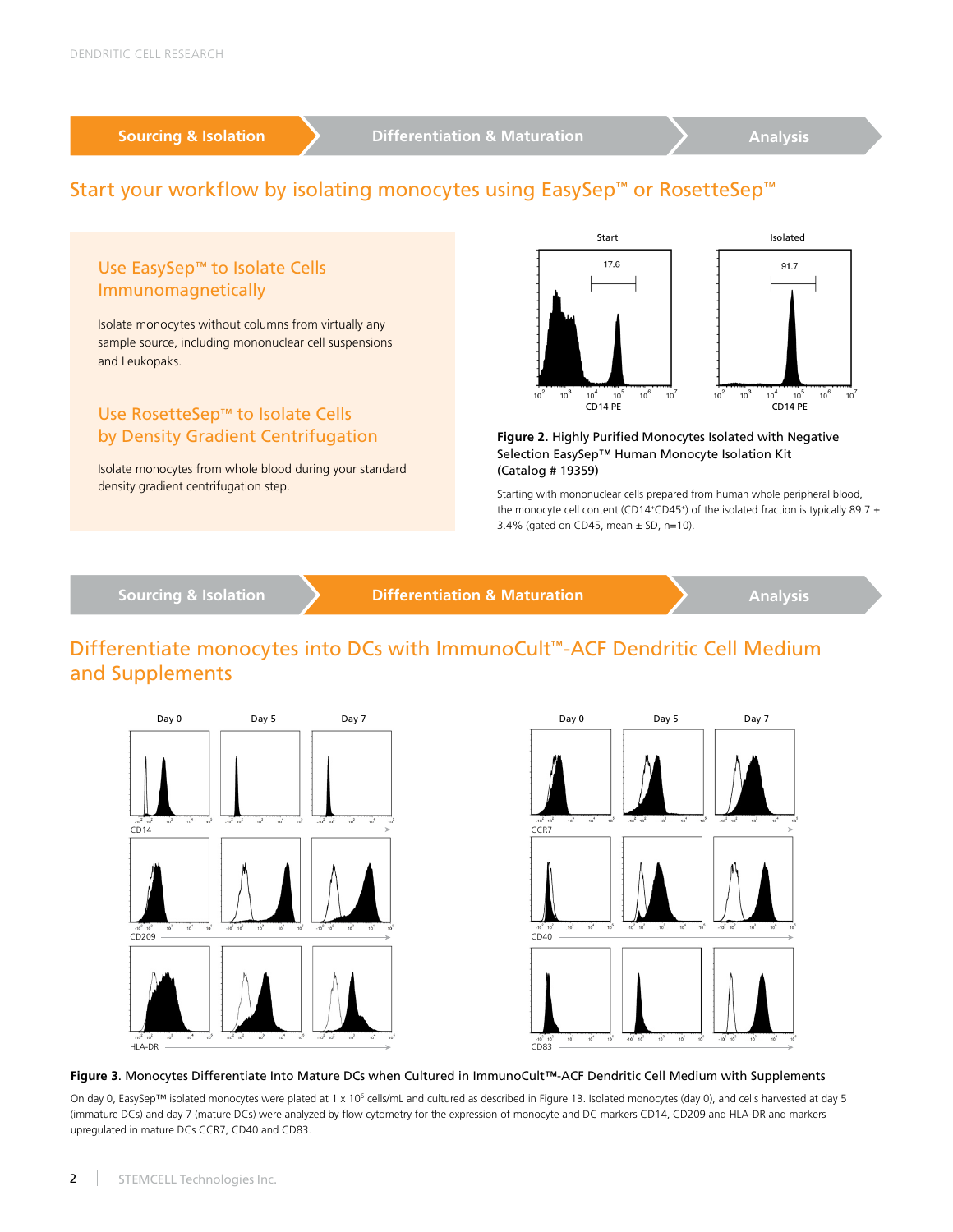Sourcing & Isolation | Differentiation & Maturation | Analysis

## Start your workflow by isolating monocytes using EasySep™ or RosetteSep™

### Use EasySep™ to Isolate Cells Immunomagnetically

Isolate monocytes without columns from virtually any sample source, including mononuclear cell suspensions and Leukopaks.

### Use RosetteSep™ to Isolate Cells by Density Gradient Centrifugation

Isolate monocytes from whole blood during your standard density gradient centrifugation step.

**Figure 2.** Highly Purified Monocytes Isolated with Negative Selection EasySep™ Human Monocyte Isolation Kit (Catalog # 19359)

Starting with mononuclear cells prepared from human whole peripheral blood, the monocyte cell content ($CD14^+CD45^+$) of the isolated fraction is typically 89.7 ± 3.4% (gated on CD45, mean ± SD, n=10).

Sourcing & Isolation | Differentiation & Maturation | Analysis

## Differentiate monocytes into DCs with ImmunoCult™-ACF Dendritic Cell Medium and Supplements

**Figure 3.** Monocytes Differentiate Into Mature DCs when Cultured in ImmunoCult™-ACF Dendritic Cell Medium with Supplements

On day 0, EasySep™ isolated monocytes were plated at 1 x $10^6$ cells/mL and cultured as described in Figure 1B. Isolated monocytes (day 0), and cells harvested at day 5 (immature DCs) and day 7 (mature DCs) were analyzed by flow cytometry for the expression of monocyte and DC markers CD14, CD209 and HLA-DR and markers upregulated in mature DCs CCR7, CD40 and CD83.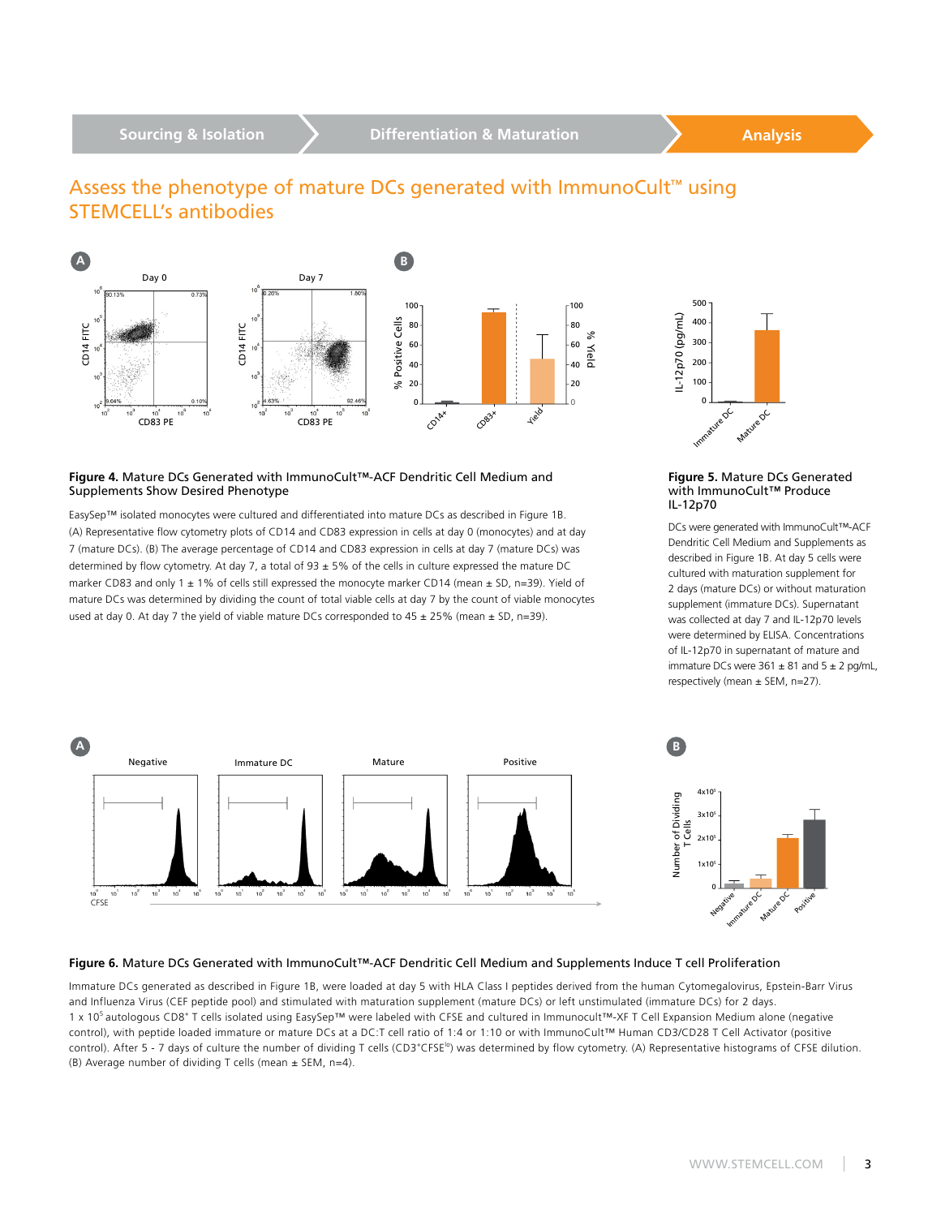Sourcing & Isolation | Differentiation & Maturation | **Analysis**

## Assess the phenotype of mature DCs generated with ImmunoCult™ using STEMCELL's antibodies

**Figure 4.** Mature DCs Generated with ImmunoCult™-ACF Dendritic Cell Medium and Supplements Show Desired Phenotype

EasySep™ isolated monocytes were cultured and differentiated into mature DCs as described in Figure 1B. (A) Representative flow cytometry plots of CD14 and CD83 expression in cells at day 0 (monocytes) and at day 7 (mature DCs). (B) The average percentage of CD14 and CD83 expression in cells at day 7 (mature DCs) was determined by flow cytometry. At day 7, a total of 93 ± 5% of the cells in culture expressed the mature DC marker CD83 and only 1 ± 1% of cells still expressed the monocyte marker CD14 (mean ± SD, n=39). Yield of mature DCs was determined by dividing the count of total viable cells at day 7 by the count of viable monocytes used at day 0. At day 7 the yield of viable mature DCs corresponded to 45 ± 25% (mean ± SD, n=39).

**Figure 5.** Mature DCs Generated with ImmunoCult™ Produce IL-12p70

DCs were generated with ImmunoCult™-ACF Dendritic Cell Medium and Supplements as described in Figure 1B. At day 5 cells were cultured with maturation supplement for 2 days (mature DCs) or without maturation supplement (immature DCs). Supernatant was collected at day 7 and IL-12p70 levels were determined by ELISA. Concentrations of IL-12p70 in supernatant of mature and immature DCs were 361 ± 81 and 5 ± 2 pg/mL, respectively (mean ± SEM, n=27).

**Figure 6.** Mature DCs Generated with ImmunoCult™-ACF Dendritic Cell Medium and Supplements Induce T cell Proliferation

Immature DCs generated as described in Figure 1B, were loaded at day 5 with HLA Class I peptides derived from the human Cytomegalovirus, Epstein-Barr Virus and Influenza Virus (CEF peptide pool) and stimulated with maturation supplement (mature DCs) or left unstimulated (immature DCs) for 2 days. 1 x $10^5$ autologous $CD8^+$ T cells isolated using EasySep™ were labeled with CFSE and cultured in Immunocult™-XF T Cell Expansion Medium alone (negative control), with peptide loaded immature or mature DCs at a DC:T cell ratio of 1:4 or 1:10 or with ImmunoCult™ Human CD3/CD28 T Cell Activator (positive control). After 5 - 7 days of culture the number of dividing T cells ($CD3^+CFSE^{lo}$) was determined by flow cytometry. (A) Representative histograms of CFSE dilution. (B) Average number of dividing T cells (mean ± SEM, n=4).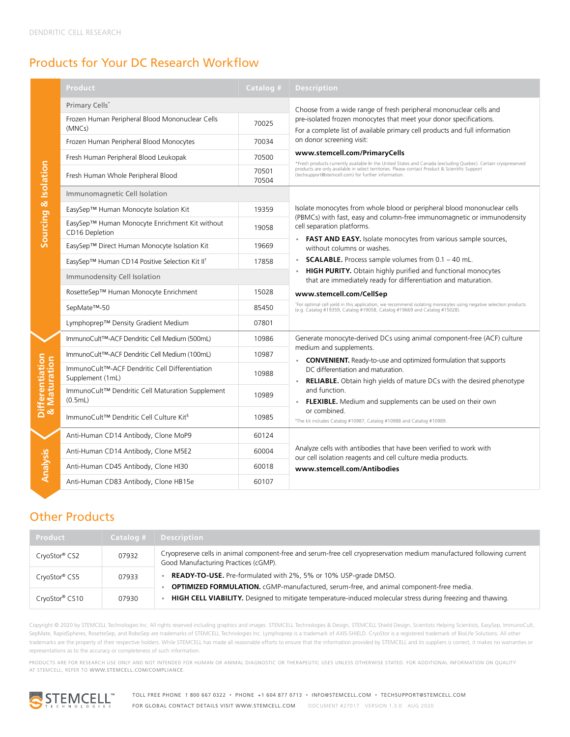DENDRITIC CELL RESEARCH

## Products for Your DC Research Workflow

| | Product | Catalog # | Description |
|---|---|---|---|
| Sourcing & Isolation | **Primary Cells*** | | Choose from a wide range of fresh peripheral mononuclear cells and pre-isolated frozen monocytes that meet your donor specifications. For a complete list of available primary cell products and full information on donor screening visit: **www.stemcell.com/PrimaryCells** *Fresh products currently available in the United States and Canada (excluding Quebec). Certain cryopreserved products are only available in select territories. Please contact Product & Scientific Support (techsupport@stemcell.com) for further information. |
| | Frozen Human Peripheral Blood Mononuclear Cells (MNCs) | 70025 | |
| | Frozen Human Peripheral Blood Monocytes | 70034 | |
| | Fresh Human Peripheral Blood Leukopak | 70500 | |
| | Fresh Human Whole Peripheral Blood | 70501 70504 | |
| | **Immunomagnetic Cell Isolation** | | Isolate monocytes from whole blood or peripheral blood mononuclear cells (PBMCs) with fast, easy and column-free immunomagnetic or immunodensity cell separation platforms. • **FAST AND EASY.** Isolate monocytes from various sample sources, without columns or washes. • **SCALABLE.** Process sample volumes from 0.1 – 40 mL. • **HIGH PURITY.** Obtain highly purified and functional monocytes that are immediately ready for differentiation and maturation. **www.stemcell.com/CellSep** †For optimal cell yield in this application, we recommend isolating monocytes using negative selection products (e.g. Catalog #19359, Catalog #19058, Catalog #19669 and Catalog #15028). |
| | EasySep™ Human Monocyte Isolation Kit | 19359 | |
| | EasySep™ Human Monocyte Enrichment Kit without CD16 Depletion | 19058 | |
| | EasySep™ Direct Human Monocyte Isolation Kit | 19669 | |
| | EasySep™ Human CD14 Positive Selection Kit II† | 17858 | |
| | **Immunodensity Cell Isolation** | | |
| | RosetteSep™ Human Monocyte Enrichment | 15028 | |
| | SepMate™-50 | 85450 | |
| | Lymphoprep™ Density Gradient Medium | 07801 | |
| Differentiation & Maturation | ImmunoCult™-ACF Dendritic Cell Medium (500mL) | 10986 | Generate monocyte-derived DCs using animal component-free (ACF) culture medium and supplements. • **CONVENIENT.** Ready-to-use and optimized formulation that supports DC differentiation and maturation. • **RELIABLE.** Obtain high yields of mature DCs with the desired phenotype and function. • **FLEXIBLE.** Medium and supplements can be used on their own or combined. §The kit includes Catalog #10987, Catalog #10988 and Catalog #10989. |
| | ImmunoCult™-ACF Dendritic Cell Medium (100mL) | 10987 | |
| | ImmunoCult™-ACF Dendritic Cell Differentiation Supplement (1mL) | 10988 | |
| | ImmunoCult™ Dendritic Cell Maturation Supplement (0.5mL) | 10989 | |
| | ImmunoCult™ Dendritic Cell Culture Kit§ | 10985 | |
| Analysis | Anti-Human CD14 Antibody, Clone MoP9 | 60124 | Analyze cells with antibodies that have been verified to work with our cell isolation reagents and cell culture media products. **www.stemcell.com/Antibodies** |
| | Anti-Human CD14 Antibody, Clone M5E2 | 60004 | |
| | Anti-Human CD45 Antibody, Clone HI30 | 60018 | |
| | Anti-Human CD83 Antibody, Clone HB15e | 60107 | |

## Other Products

| Product | Catalog # | Description |
|---|---|---|
| CryoStor® CS2 | 07932 | Cryopreserve cells in animal component-free and serum-free cell cryopreservation medium manufactured following current Good Manufacturing Practices (cGMP). • **READY-TO-USE.** Pre-formulated with 2%, 5% or 10% USP-grade DMSO. • **OPTIMIZED FORMULATION.** cGMP-manufactured, serum-free, and animal component-free media. • **HIGH CELL VIABILITY.** Designed to mitigate temperature-induced molecular stress during freezing and thawing. |
| CryoStor® CS5 | 07933 | |
| CryoStor® CS10 | 07930 | |

Copyright © 2020 by STEMCELL Technologies Inc. All rights reserved including graphics and images. STEMCELL Technologies & Design, STEMCELL Shield Design, Scientists Helping Scientists, EasySep, ImmunoCult, SepMate, RapidSpheres, RosetteSep, and RoboSep are trademarks of STEMCELL Technologies Inc. Lymphoprep is a trademark of AXIS-SHIELD. CryoStor is a registered trademark of BioLife Solutions. All other trademarks are the property of their respective holders. While STEMCELL has made all reasonable efforts to ensure that the information provided by STEMCELL and its suppliers is correct, it makes no warranties or representations as to the accuracy or completeness of such information.

PRODUCTS ARE FOR RESEARCH USE ONLY AND NOT INTENDED FOR HUMAN OR ANIMAL DIAGNOSTIC OR THERAPEUTIC USES UNLESS OTHERWISE STATED. FOR ADDITIONAL INFORMATION ON QUALITY AT STEMCELL, REFER TO WWW.STEMCELL.COM/COMPLIANCE.

STEMCELL™ TECHNOLOGIES

TOLL FREE PHONE 1 800 667 0322 • PHONE +1 604 877 0713 • INFO@STEMCELL.COM • TECHSUPPORT@STEMCELL.COM

FOR GLOBAL CONTACT DETAILS VISIT WWW.STEMCELL.COM DOCUMENT #27017 VERSION 1.3.0 AUG 2020